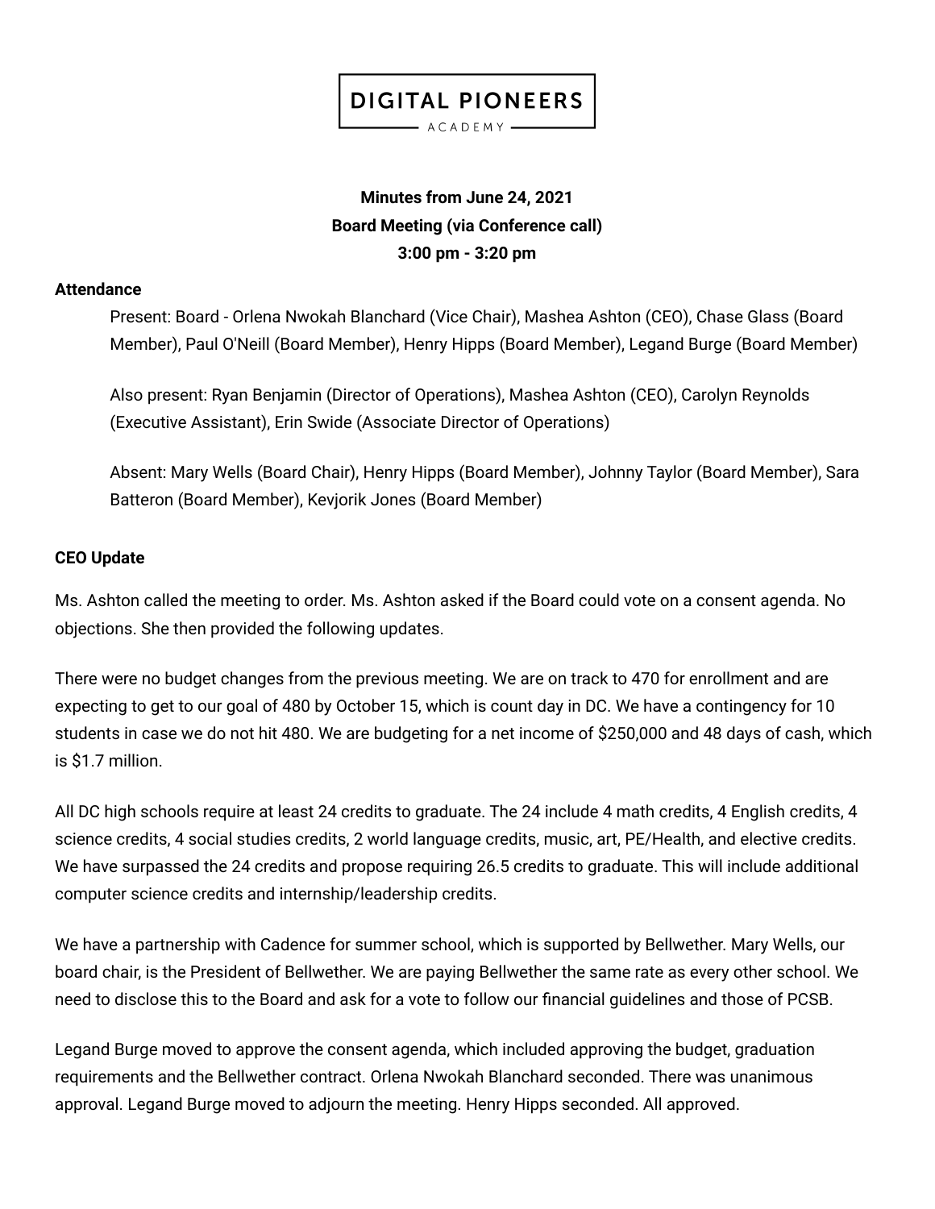DIGITAL PIONEERS
ACADEMY

**Minutes from June 24, 2021**
**Board Meeting (via Conference call)**
**3:00 pm - 3:20 pm**

**Attendance**

Present: Board - Orlena Nwokah Blanchard (Vice Chair), Mashea Ashton (CEO), Chase Glass (Board Member), Paul O'Neill (Board Member), Henry Hipps (Board Member), Legand Burge (Board Member)

Also present: Ryan Benjamin (Director of Operations), Mashea Ashton (CEO), Carolyn Reynolds (Executive Assistant), Erin Swide (Associate Director of Operations)

Absent: Mary Wells (Board Chair), Henry Hipps (Board Member), Johnny Taylor (Board Member), Sara Batteron (Board Member), Kevjorik Jones (Board Member)

**CEO Update**

Ms. Ashton called the meeting to order. Ms. Ashton asked if the Board could vote on a consent agenda. No objections. She then provided the following updates.

There were no budget changes from the previous meeting. We are on track to 470 for enrollment and are expecting to get to our goal of 480 by October 15, which is count day in DC. We have a contingency for 10 students in case we do not hit 480. We are budgeting for a net income of $250,000 and 48 days of cash, which is $1.7 million.

All DC high schools require at least 24 credits to graduate. The 24 include 4 math credits, 4 English credits, 4 science credits, 4 social studies credits, 2 world language credits, music, art, PE/Health, and elective credits. We have surpassed the 24 credits and propose requiring 26.5 credits to graduate. This will include additional computer science credits and internship/leadership credits.

We have a partnership with Cadence for summer school, which is supported by Bellwether. Mary Wells, our board chair, is the President of Bellwether. We are paying Bellwether the same rate as every other school. We need to disclose this to the Board and ask for a vote to follow our financial guidelines and those of PCSB.

Legand Burge moved to approve the consent agenda, which included approving the budget, graduation requirements and the Bellwether contract. Orlena Nwokah Blanchard seconded. There was unanimous approval. Legand Burge moved to adjourn the meeting. Henry Hipps seconded. All approved.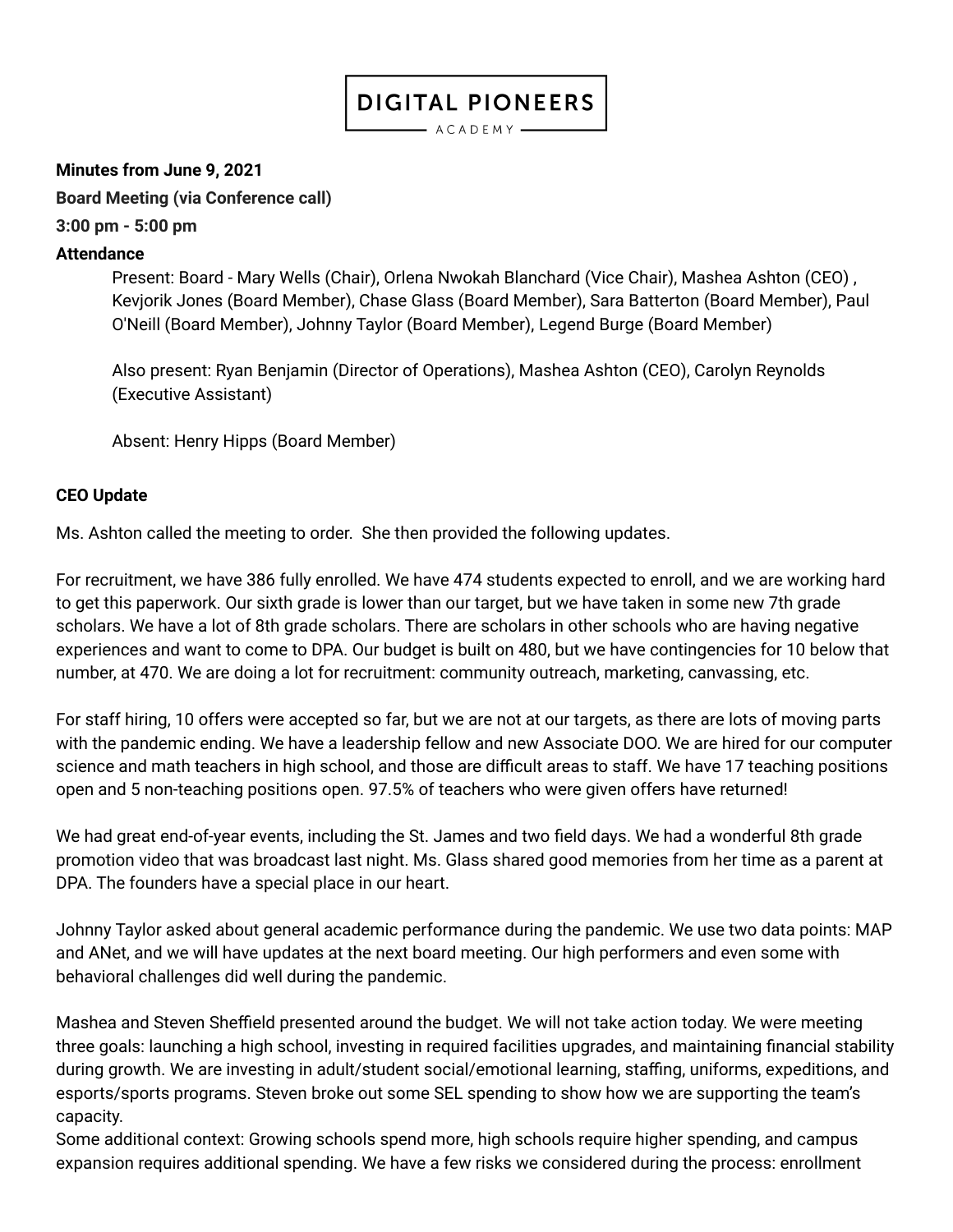**DIGITAL PIONEERS**
ACADEMY

**Minutes from June 9, 2021**

**Board Meeting (via Conference call)**

**3:00 pm - 5:00 pm**

**Attendance**

Present: Board - Mary Wells (Chair), Orlena Nwokah Blanchard (Vice Chair), Mashea Ashton (CEO) , Kevjorik Jones (Board Member), Chase Glass (Board Member), Sara Batterton (Board Member), Paul O'Neill (Board Member), Johnny Taylor (Board Member), Legend Burge (Board Member)

Also present: Ryan Benjamin (Director of Operations), Mashea Ashton (CEO), Carolyn Reynolds (Executive Assistant)

Absent: Henry Hipps (Board Member)

**CEO Update**

Ms. Ashton called the meeting to order. She then provided the following updates.

For recruitment, we have 386 fully enrolled. We have 474 students expected to enroll, and we are working hard to get this paperwork. Our sixth grade is lower than our target, but we have taken in some new 7th grade scholars. We have a lot of 8th grade scholars. There are scholars in other schools who are having negative experiences and want to come to DPA. Our budget is built on 480, but we have contingencies for 10 below that number, at 470. We are doing a lot for recruitment: community outreach, marketing, canvassing, etc.

For staff hiring, 10 offers were accepted so far, but we are not at our targets, as there are lots of moving parts with the pandemic ending. We have a leadership fellow and new Associate DOO. We are hired for our computer science and math teachers in high school, and those are difficult areas to staff. We have 17 teaching positions open and 5 non-teaching positions open. 97.5% of teachers who were given offers have returned!

We had great end-of-year events, including the St. James and two field days. We had a wonderful 8th grade promotion video that was broadcast last night. Ms. Glass shared good memories from her time as a parent at DPA. The founders have a special place in our heart.

Johnny Taylor asked about general academic performance during the pandemic. We use two data points: MAP and ANet, and we will have updates at the next board meeting. Our high performers and even some with behavioral challenges did well during the pandemic.

Mashea and Steven Sheffield presented around the budget. We will not take action today. We were meeting three goals: launching a high school, investing in required facilities upgrades, and maintaining financial stability during growth. We are investing in adult/student social/emotional learning, staffing, uniforms, expeditions, and esports/sports programs. Steven broke out some SEL spending to show how we are supporting the team's capacity.

Some additional context: Growing schools spend more, high schools require higher spending, and campus expansion requires additional spending. We have a few risks we considered during the process: enrollment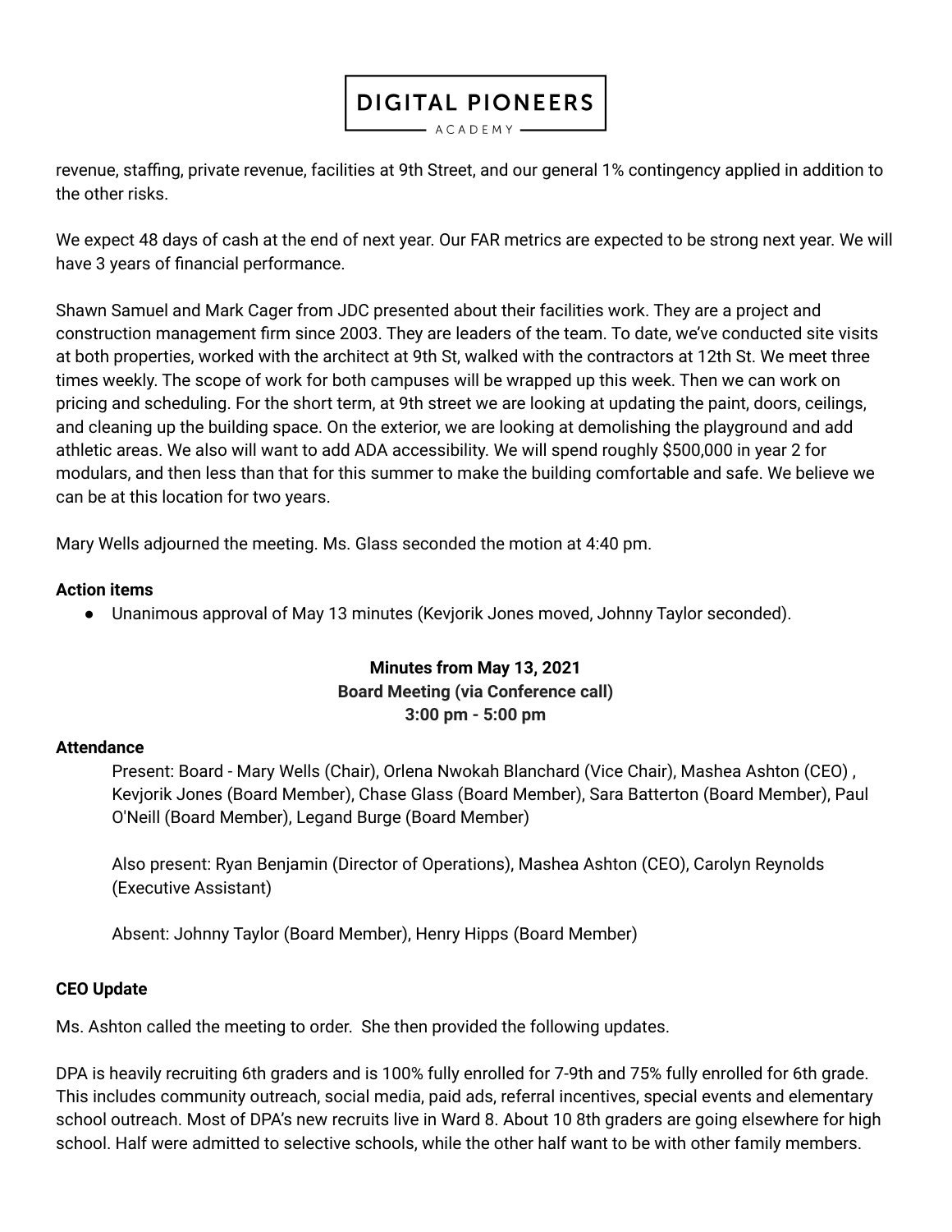revenue, staffing, private revenue, facilities at 9th Street, and our general 1% contingency applied in addition to the other risks.

We expect 48 days of cash at the end of next year. Our FAR metrics are expected to be strong next year. We will have 3 years of financial performance.

Shawn Samuel and Mark Cager from JDC presented about their facilities work. They are a project and construction management firm since 2003. They are leaders of the team. To date, we've conducted site visits at both properties, worked with the architect at 9th St, walked with the contractors at 12th St. We meet three times weekly. The scope of work for both campuses will be wrapped up this week. Then we can work on pricing and scheduling. For the short term, at 9th street we are looking at updating the paint, doors, ceilings, and cleaning up the building space. On the exterior, we are looking at demolishing the playground and add athletic areas. We also will want to add ADA accessibility. We will spend roughly $500,000 in year 2 for modulars, and then less than that for this summer to make the building comfortable and safe. We believe we can be at this location for two years.

Mary Wells adjourned the meeting. Ms. Glass seconded the motion at 4:40 pm.

**Action items**

- Unanimous approval of May 13 minutes (Kevjorik Jones moved, Johnny Taylor seconded).

**Minutes from May 13, 2021**
**Board Meeting (via Conference call)**
**3:00 pm - 5:00 pm**

**Attendance**

Present: Board - Mary Wells (Chair), Orlena Nwokah Blanchard (Vice Chair), Mashea Ashton (CEO) , Kevjorik Jones (Board Member), Chase Glass (Board Member), Sara Batterton (Board Member), Paul O'Neill (Board Member), Legand Burge (Board Member)

Also present: Ryan Benjamin (Director of Operations), Mashea Ashton (CEO), Carolyn Reynolds (Executive Assistant)

Absent: Johnny Taylor (Board Member), Henry Hipps (Board Member)

**CEO Update**

Ms. Ashton called the meeting to order. She then provided the following updates.

DPA is heavily recruiting 6th graders and is 100% fully enrolled for 7-9th and 75% fully enrolled for 6th grade. This includes community outreach, social media, paid ads, referral incentives, special events and elementary school outreach. Most of DPA's new recruits live in Ward 8. About 10 8th graders are going elsewhere for high school. Half were admitted to selective schools, while the other half want to be with other family members.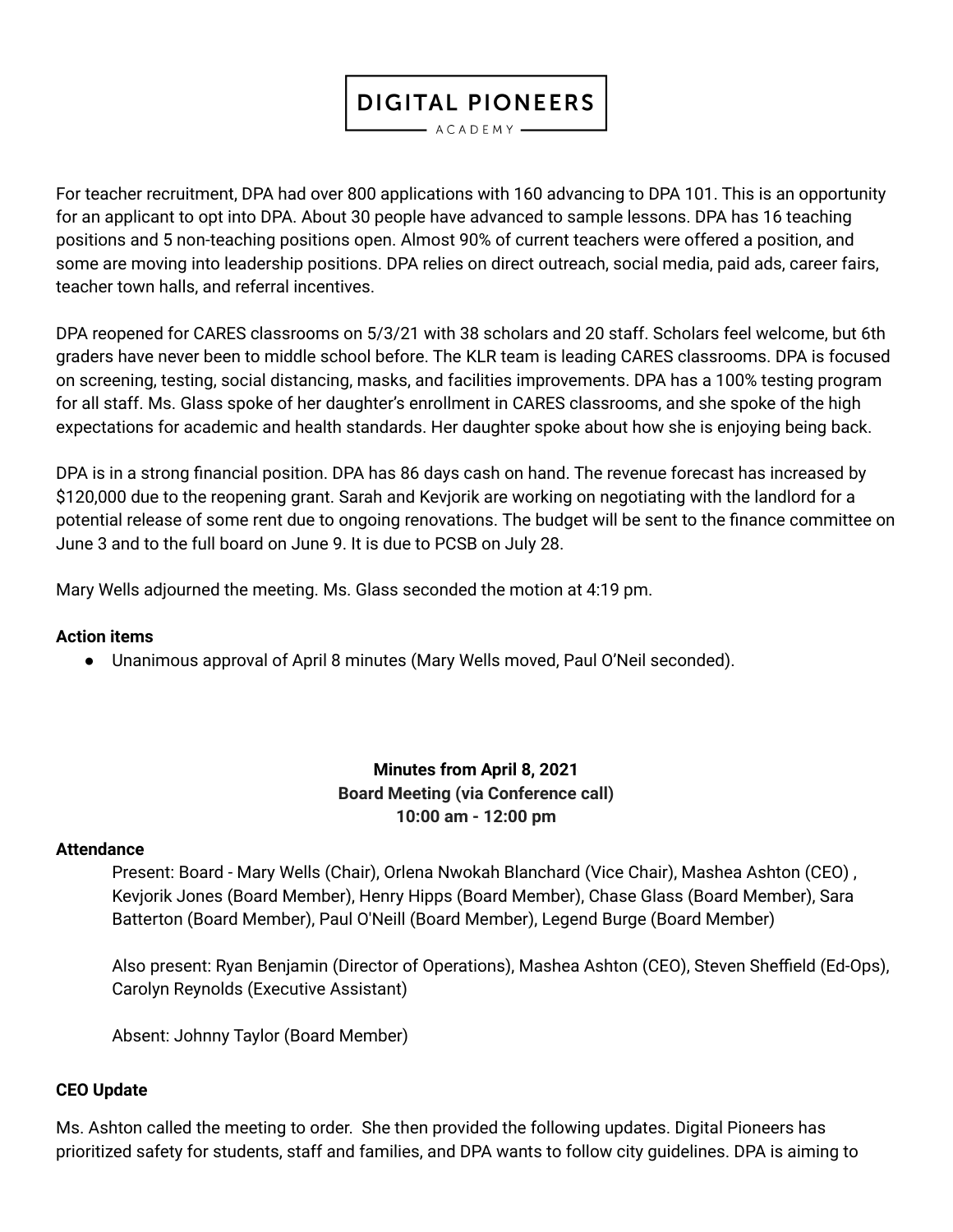For teacher recruitment, DPA had over 800 applications with 160 advancing to DPA 101. This is an opportunity for an applicant to opt into DPA. About 30 people have advanced to sample lessons. DPA has 16 teaching positions and 5 non-teaching positions open. Almost 90% of current teachers were offered a position, and some are moving into leadership positions. DPA relies on direct outreach, social media, paid ads, career fairs, teacher town halls, and referral incentives.

DPA reopened for CARES classrooms on 5/3/21 with 38 scholars and 20 staff. Scholars feel welcome, but 6th graders have never been to middle school before. The KLR team is leading CARES classrooms. DPA is focused on screening, testing, social distancing, masks, and facilities improvements. DPA has a 100% testing program for all staff. Ms. Glass spoke of her daughter's enrollment in CARES classrooms, and she spoke of the high expectations for academic and health standards. Her daughter spoke about how she is enjoying being back.

DPA is in a strong financial position. DPA has 86 days cash on hand. The revenue forecast has increased by $120,000 due to the reopening grant. Sarah and Kevjorik are working on negotiating with the landlord for a potential release of some rent due to ongoing renovations. The budget will be sent to the finance committee on June 3 and to the full board on June 9. It is due to PCSB on July 28.

Mary Wells adjourned the meeting. Ms. Glass seconded the motion at 4:19 pm.

**Action items**

- Unanimous approval of April 8 minutes (Mary Wells moved, Paul O'Neil seconded).

**Minutes from April 8, 2021**
**Board Meeting (via Conference call)**
**10:00 am - 12:00 pm**

**Attendance**

Present: Board - Mary Wells (Chair), Orlena Nwokah Blanchard (Vice Chair), Mashea Ashton (CEO) , Kevjorik Jones (Board Member), Henry Hipps (Board Member), Chase Glass (Board Member), Sara Batterton (Board Member), Paul O'Neill (Board Member), Legend Burge (Board Member)

Also present: Ryan Benjamin (Director of Operations), Mashea Ashton (CEO), Steven Sheffield (Ed-Ops), Carolyn Reynolds (Executive Assistant)

Absent: Johnny Taylor (Board Member)

**CEO Update**

Ms. Ashton called the meeting to order. She then provided the following updates. Digital Pioneers has prioritized safety for students, staff and families, and DPA wants to follow city guidelines. DPA is aiming to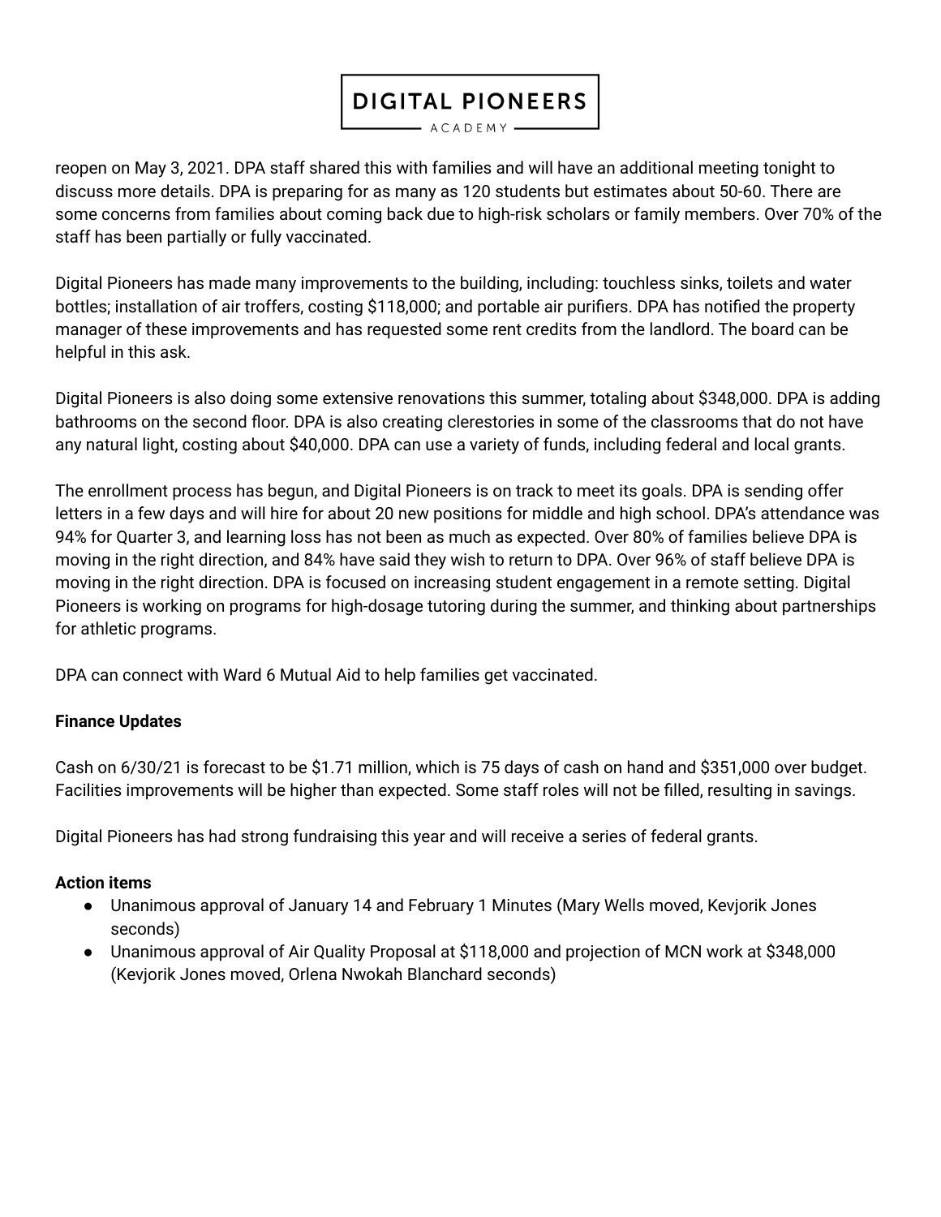reopen on May 3, 2021. DPA staff shared this with families and will have an additional meeting tonight to discuss more details. DPA is preparing for as many as 120 students but estimates about 50-60. There are some concerns from families about coming back due to high-risk scholars or family members. Over 70% of the staff has been partially or fully vaccinated.

Digital Pioneers has made many improvements to the building, including: touchless sinks, toilets and water bottles; installation of air troffers, costing $118,000; and portable air purifiers. DPA has notified the property manager of these improvements and has requested some rent credits from the landlord. The board can be helpful in this ask.

Digital Pioneers is also doing some extensive renovations this summer, totaling about $348,000. DPA is adding bathrooms on the second floor. DPA is also creating clerestories in some of the classrooms that do not have any natural light, costing about $40,000. DPA can use a variety of funds, including federal and local grants.

The enrollment process has begun, and Digital Pioneers is on track to meet its goals. DPA is sending offer letters in a few days and will hire for about 20 new positions for middle and high school. DPA's attendance was 94% for Quarter 3, and learning loss has not been as much as expected. Over 80% of families believe DPA is moving in the right direction, and 84% have said they wish to return to DPA. Over 96% of staff believe DPA is moving in the right direction. DPA is focused on increasing student engagement in a remote setting. Digital Pioneers is working on programs for high-dosage tutoring during the summer, and thinking about partnerships for athletic programs.

DPA can connect with Ward 6 Mutual Aid to help families get vaccinated.

**Finance Updates**

Cash on 6/30/21 is forecast to be $1.71 million, which is 75 days of cash on hand and $351,000 over budget. Facilities improvements will be higher than expected. Some staff roles will not be filled, resulting in savings.

Digital Pioneers has had strong fundraising this year and will receive a series of federal grants.

**Action items**

- Unanimous approval of January 14 and February 1 Minutes (Mary Wells moved, Kevjorik Jones seconds)
- Unanimous approval of Air Quality Proposal at $118,000 and projection of MCN work at $348,000 (Kevjorik Jones moved, Orlena Nwokah Blanchard seconds)